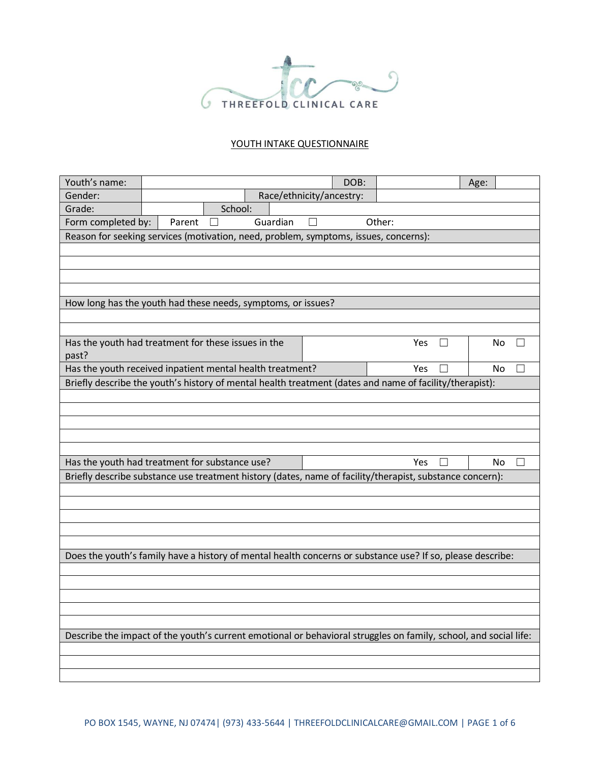THREEFOLD CLINICAL CARE

# YOUTH INTAKE QUESTIONNAIRE

| Youth's name: | | DOB: | | Age: | |
|---|---|---|---|---|---|
| Gender: | | Race/ethnicity/ancestry: | | | |
| Grade: | | School: | | | |
| Form completed by: | Parent ☐ | Guardian ☐ | Other: | | |

| Reason for seeking services (motivation, need, problem, symptoms, issues, concerns): |
|---|
| |
| |
| |
| |

| How long has the youth had these needs, symptoms, or issues? |
|---|
| |
| |

| Question | Yes | No |
|---|---|---|
| Has the youth had treatment for these issues in the past? | Yes ☐ | No ☐ |
| Has the youth received inpatient mental health treatment? | Yes ☐ | No ☐ |

| Briefly describe the youth's history of mental health treatment (dates and name of facility/therapist): |
|---|
| |
| |
| |
| |
| |

| Question | Yes | No |
|---|---|---|
| Has the youth had treatment for substance use? | Yes ☐ | No ☐ |

| Briefly describe substance use treatment history (dates, name of facility/therapist, substance concern): |
|---|
| |
| |
| |
| |
| |

| Does the youth's family have a history of mental health concerns or substance use? If so, please describe: |
|---|
| |
| |
| |
| |
| |

| Describe the impact of the youth's current emotional or behavioral struggles on family, school, and social life: |
|---|
| |
| |
| |

PO BOX 1545, WAYNE, NJ 07474| (973) 433-5644 | THREEFOLDCLINICALCARE@GMAIL.COM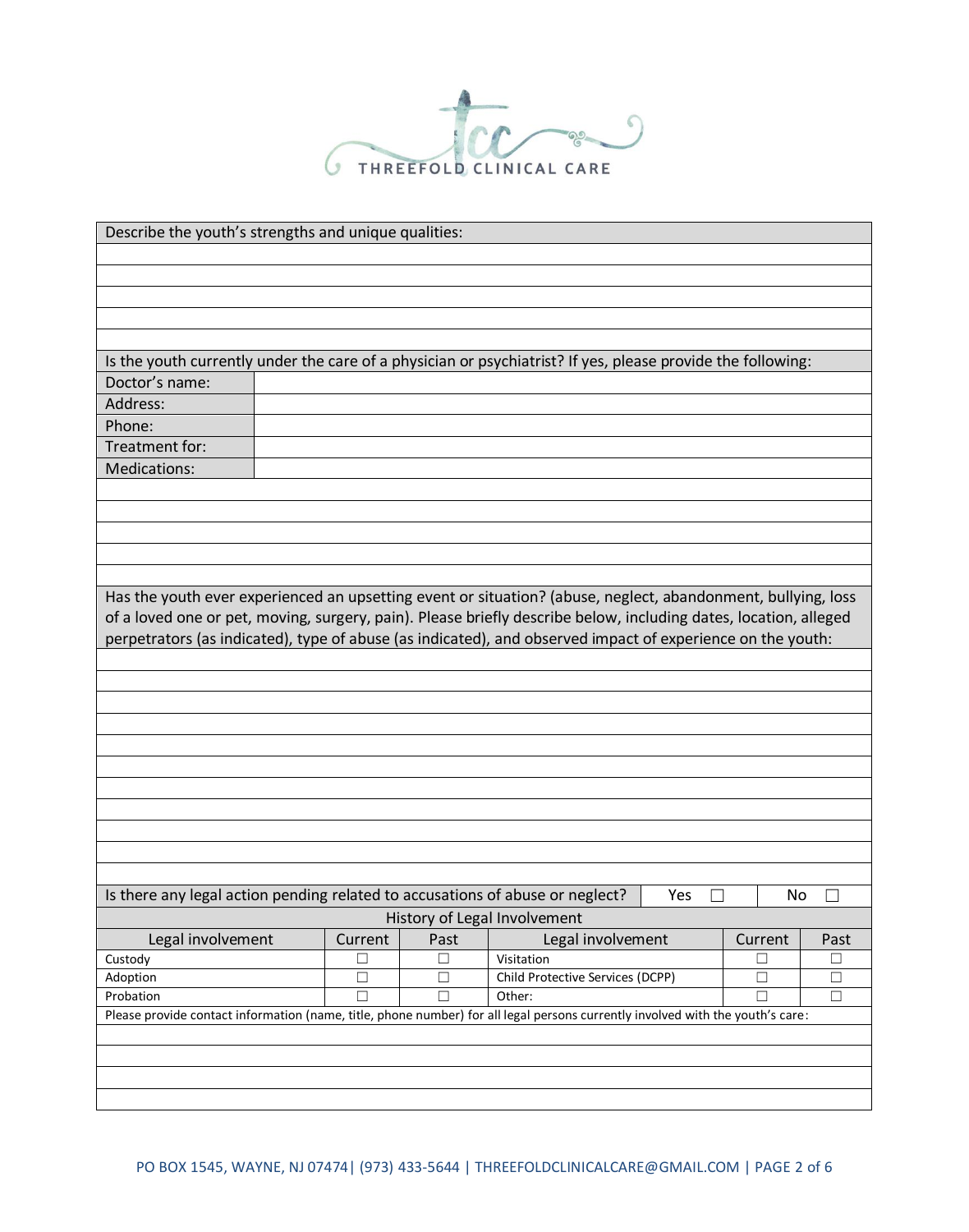Describe the youth's strengths and unique qualities:

Is the youth currently under the care of a physician or psychiatrist? If yes, please provide the following:

| | |
|---|---|
| Doctor's name: | |
| Address: | |
| Phone: | |
| Treatment for: | |
| Medications: | |

Has the youth ever experienced an upsetting event or situation? (abuse, neglect, abandonment, bullying, loss of a loved one or pet, moving, surgery, pain). Please briefly describe below, including dates, location, alleged perpetrators (as indicated), type of abuse (as indicated), and observed impact of experience on the youth:

Is there any legal action pending related to accusations of abuse or neglect? Yes ☐ No ☐

**History of Legal Involvement**

| Legal involvement | Current | Past | Legal involvement | Current | Past |
|---|---|---|---|---|---|
| Custody | ☐ | ☐ | Visitation | ☐ | ☐ |
| Adoption | ☐ | ☐ | Child Protective Services (DCPP) | ☐ | ☐ |
| Probation | ☐ | ☐ | Other: | ☐ | ☐ |

Please provide contact information (name, title, phone number) for all legal persons currently involved with the youth's care:

PO BOX 1545, WAYNE, NJ 07474| (973) 433-5644 | THREEFOLDCLINICALCARE@GMAIL.COM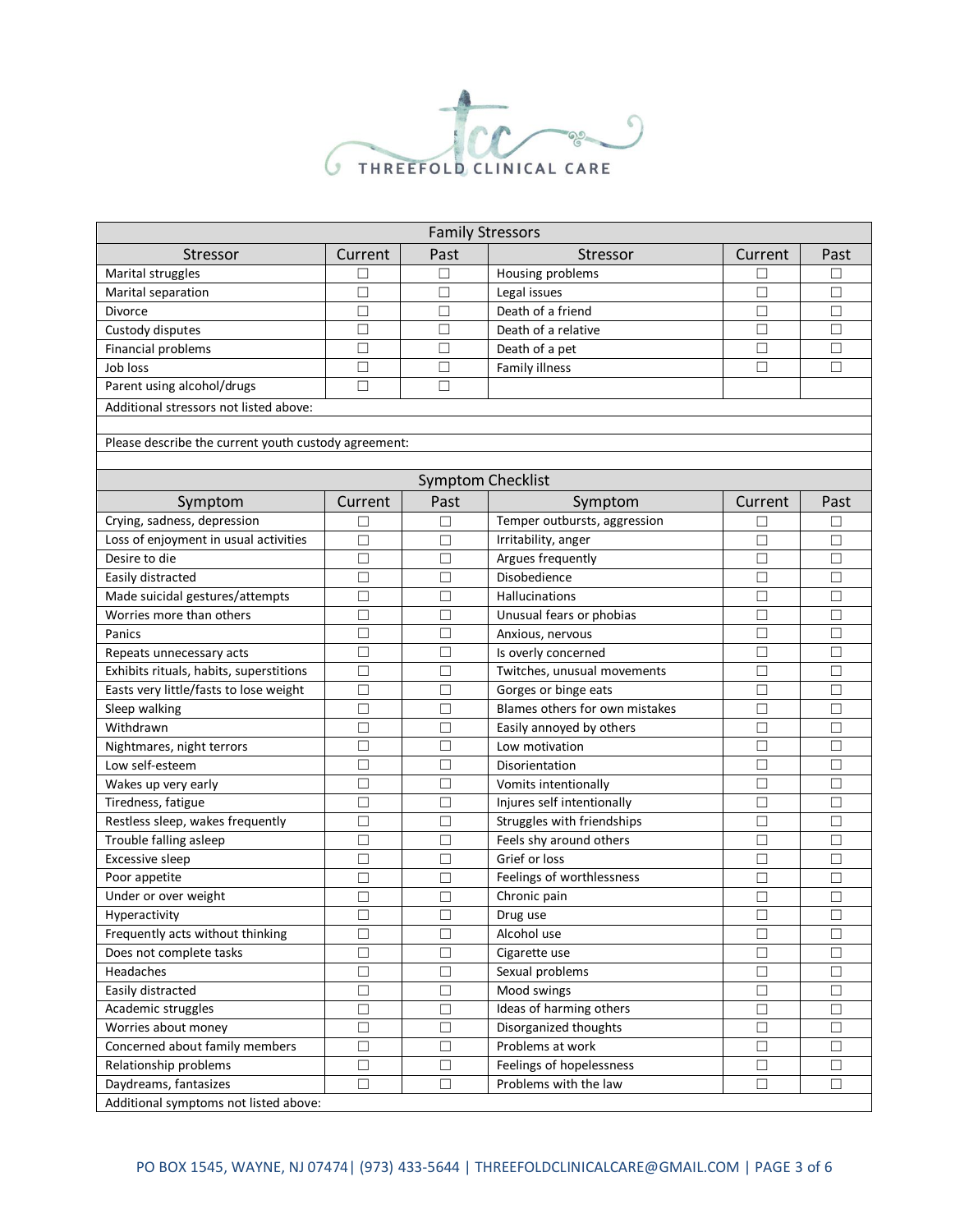THREEFOLD CLINICAL CARE

| Family Stressors | | | | | |
|---|---|---|---|---|---|
| Stressor | Current | Past | Stressor | Current | Past |
| Marital struggles | ☐ | ☐ | Housing problems | ☐ | ☐ |
| Marital separation | ☐ | ☐ | Legal issues | ☐ | ☐ |
| Divorce | ☐ | ☐ | Death of a friend | ☐ | ☐ |
| Custody disputes | ☐ | ☐ | Death of a relative | ☐ | ☐ |
| Financial problems | ☐ | ☐ | Death of a pet | ☐ | ☐ |
| Job loss | ☐ | ☐ | Family illness | ☐ | ☐ |
| Parent using alcohol/drugs | ☐ | ☐ | | | |
| Additional stressors not listed above: | | | | | |
| | | | | | |
| Please describe the current youth custody agreement: | | | | | |
| | | | | | |

| Symptom Checklist | | | | | |
|---|---|---|---|---|---|
| Symptom | Current | Past | Symptom | Current | Past |
| Crying, sadness, depression | ☐ | ☐ | Temper outbursts, aggression | ☐ | ☐ |
| Loss of enjoyment in usual activities | ☐ | ☐ | Irritability, anger | ☐ | ☐ |
| Desire to die | ☐ | ☐ | Argues frequently | ☐ | ☐ |
| Easily distracted | ☐ | ☐ | Disobedience | ☐ | ☐ |
| Made suicidal gestures/attempts | ☐ | ☐ | Hallucinations | ☐ | ☐ |
| Worries more than others | ☐ | ☐ | Unusual fears or phobias | ☐ | ☐ |
| Panics | ☐ | ☐ | Anxious, nervous | ☐ | ☐ |
| Repeats unnecessary acts | ☐ | ☐ | Is overly concerned | ☐ | ☐ |
| Exhibits rituals, habits, superstitions | ☐ | ☐ | Twitches, unusual movements | ☐ | ☐ |
| Easts very little/fasts to lose weight | ☐ | ☐ | Gorges or binge eats | ☐ | ☐ |
| Sleep walking | ☐ | ☐ | Blames others for own mistakes | ☐ | ☐ |
| Withdrawn | ☐ | ☐ | Easily annoyed by others | ☐ | ☐ |
| Nightmares, night terrors | ☐ | ☐ | Low motivation | ☐ | ☐ |
| Low self-esteem | ☐ | ☐ | Disorientation | ☐ | ☐ |
| Wakes up very early | ☐ | ☐ | Vomits intentionally | ☐ | ☐ |
| Tiredness, fatigue | ☐ | ☐ | Injures self intentionally | ☐ | ☐ |
| Restless sleep, wakes frequently | ☐ | ☐ | Struggles with friendships | ☐ | ☐ |
| Trouble falling asleep | ☐ | ☐ | Feels shy around others | ☐ | ☐ |
| Excessive sleep | ☐ | ☐ | Grief or loss | ☐ | ☐ |
| Poor appetite | ☐ | ☐ | Feelings of worthlessness | ☐ | ☐ |
| Under or over weight | ☐ | ☐ | Chronic pain | ☐ | ☐ |
| Hyperactivity | ☐ | ☐ | Drug use | ☐ | ☐ |
| Frequently acts without thinking | ☐ | ☐ | Alcohol use | ☐ | ☐ |
| Does not complete tasks | ☐ | ☐ | Cigarette use | ☐ | ☐ |
| Headaches | ☐ | ☐ | Sexual problems | ☐ | ☐ |
| Easily distracted | ☐ | ☐ | Mood swings | ☐ | ☐ |
| Academic struggles | ☐ | ☐ | Ideas of harming others | ☐ | ☐ |
| Worries about money | ☐ | ☐ | Disorganized thoughts | ☐ | ☐ |
| Concerned about family members | ☐ | ☐ | Problems at work | ☐ | ☐ |
| Relationship problems | ☐ | ☐ | Feelings of hopelessness | ☐ | ☐ |
| Daydreams, fantasizes | ☐ | ☐ | Problems with the law | ☐ | ☐ |
| Additional symptoms not listed above: | | | | | |

PO BOX 1545, WAYNE, NJ 07474| (973) 433-5644 | THREEFOLDCLINICALCARE@GMAIL.COM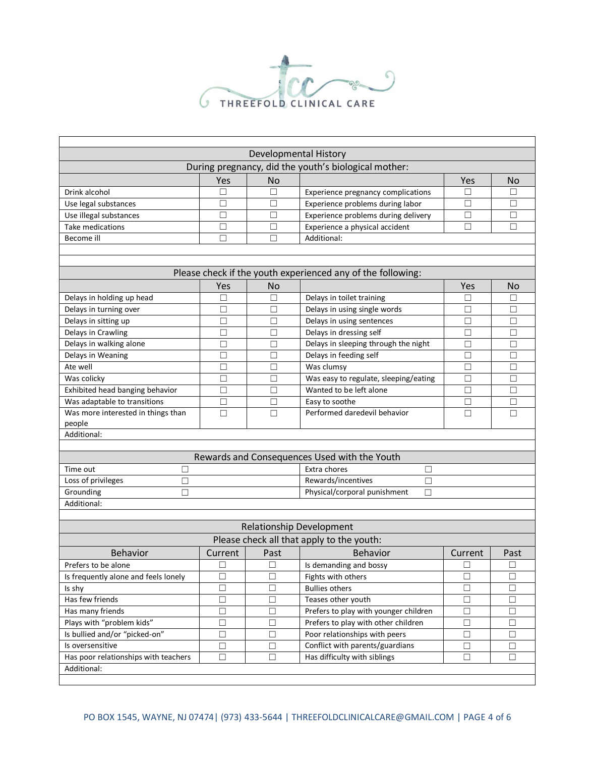THREEFOLD CLINICAL CARE

## Developmental History

### During pregnancy, did the youth's biological mother:

| | Yes | No | | Yes | No |
|---|---|---|---|---|---|
| Drink alcohol | ☐ | ☐ | Experience pregnancy complications | ☐ | ☐ |
| Use legal substances | ☐ | ☐ | Experience problems during labor | ☐ | ☐ |
| Use illegal substances | ☐ | ☐ | Experience problems during delivery | ☐ | ☐ |
| Take medications | ☐ | ☐ | Experience a physical accident | ☐ | ☐ |
| Become ill | ☐ | ☐ | Additional: | | |

### Please check if the youth experienced any of the following:

| | Yes | No | | Yes | No |
|---|---|---|---|---|---|
| Delays in holding up head | ☐ | ☐ | Delays in toilet training | ☐ | ☐ |
| Delays in turning over | ☐ | ☐ | Delays in using single words | ☐ | ☐ |
| Delays in sitting up | ☐ | ☐ | Delays in using sentences | ☐ | ☐ |
| Delays in Crawling | ☐ | ☐ | Delays in dressing self | ☐ | ☐ |
| Delays in walking alone | ☐ | ☐ | Delays in sleeping through the night | ☐ | ☐ |
| Delays in Weaning | ☐ | ☐ | Delays in feeding self | ☐ | ☐ |
| Ate well | ☐ | ☐ | Was clumsy | ☐ | ☐ |
| Was colicky | ☐ | ☐ | Was easy to regulate, sleeping/eating | ☐ | ☐ |
| Exhibited head banging behavior | ☐ | ☐ | Wanted to be left alone | ☐ | ☐ |
| Was adaptable to transitions | ☐ | ☐ | Easy to soothe | ☐ | ☐ |
| Was more interested in things than people | ☐ | ☐ | Performed daredevil behavior | ☐ | ☐ |

Additional:

### Rewards and Consequences Used with the Youth

| | | | |
|---|---|---|---|
| Time out | ☐ | Extra chores | ☐ |
| Loss of privileges | ☐ | Rewards/incentives | ☐ |
| Grounding | ☐ | Physical/corporal punishment | ☐ |

Additional:

## Relationship Development

### Please check all that apply to the youth:

| Behavior | Current | Past | Behavior | Current | Past |
|---|---|---|---|---|---|
| Prefers to be alone | ☐ | ☐ | Is demanding and bossy | ☐ | ☐ |
| Is frequently alone and feels lonely | ☐ | ☐ | Fights with others | ☐ | ☐ |
| Is shy | ☐ | ☐ | Bullies others | ☐ | ☐ |
| Has few friends | ☐ | ☐ | Teases other youth | ☐ | ☐ |
| Has many friends | ☐ | ☐ | Prefers to play with younger children | ☐ | ☐ |
| Plays with "problem kids" | ☐ | ☐ | Prefers to play with other children | ☐ | ☐ |
| Is bullied and/or "picked-on" | ☐ | ☐ | Poor relationships with peers | ☐ | ☐ |
| Is oversensitive | ☐ | ☐ | Conflict with parents/guardians | ☐ | ☐ |
| Has poor relationships with teachers | ☐ | ☐ | Has difficulty with siblings | ☐ | ☐ |

Additional:

PO BOX 1545, WAYNE, NJ 07474| (973) 433-5644 | THREEFOLDCLINICALCARE@GMAIL.COM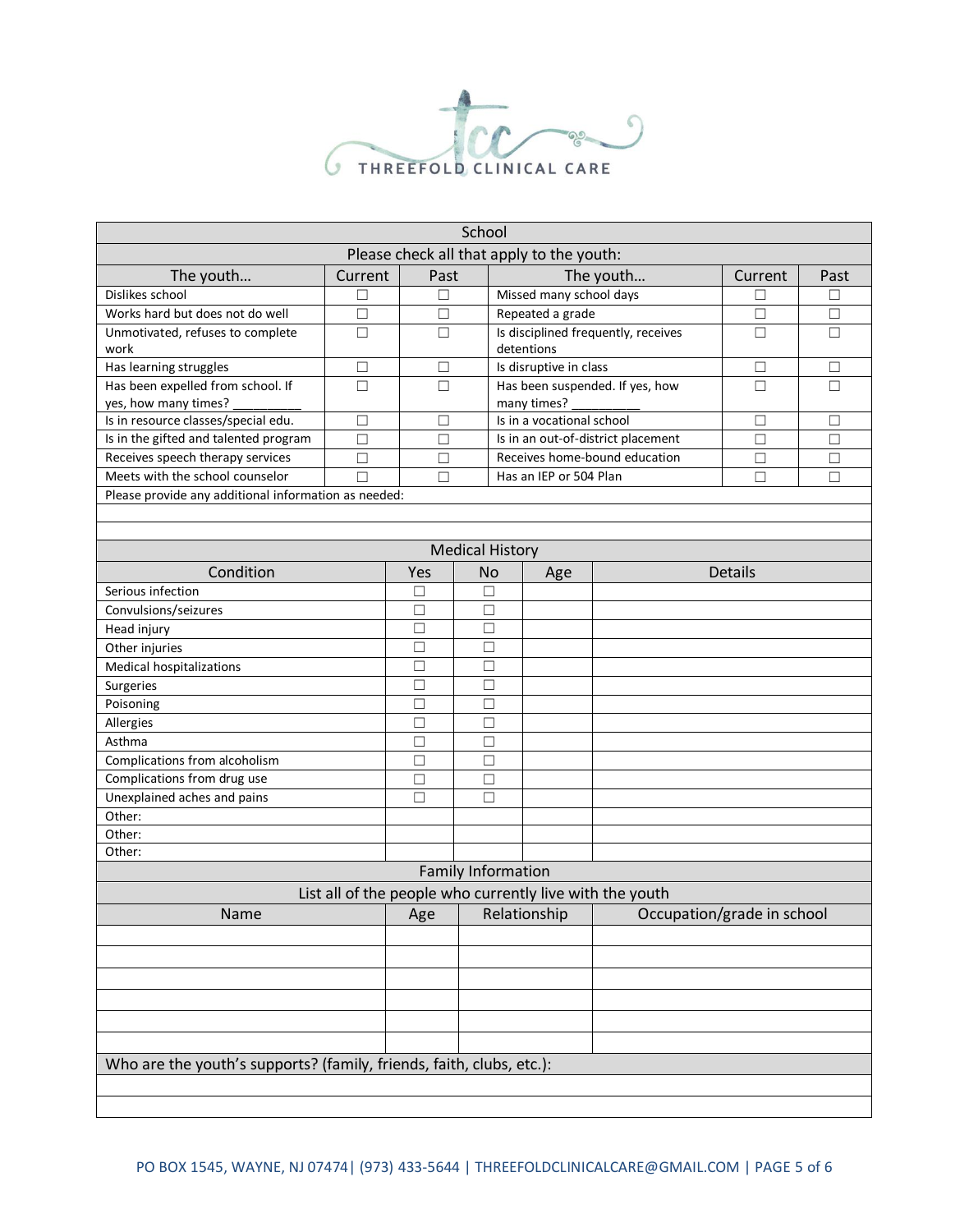THREEFOLD CLINICAL CARE

## School

Please check all that apply to the youth:

| The youth… | Current | Past | The youth… | Current | Past |
|---|---|---|---|---|---|
| Dislikes school | ☐ | ☐ | Missed many school days | ☐ | ☐ |
| Works hard but does not do well | ☐ | ☐ | Repeated a grade | ☐ | ☐ |
| Unmotivated, refuses to complete work | ☐ | ☐ | Is disciplined frequently, receives detentions | ☐ | ☐ |
| Has learning struggles | ☐ | ☐ | Is disruptive in class | ☐ | ☐ |
| Has been expelled from school. If yes, how many times? __________ | ☐ | ☐ | Has been suspended. If yes, how many times? __________ | ☐ | ☐ |
| Is in resource classes/special edu. | ☐ | ☐ | Is in a vocational school | ☐ | ☐ |
| Is in the gifted and talented program | ☐ | ☐ | Is in an out-of-district placement | ☐ | ☐ |
| Receives speech therapy services | ☐ | ☐ | Receives home-bound education | ☐ | ☐ |
| Meets with the school counselor | ☐ | ☐ | Has an IEP or 504 Plan | ☐ | ☐ |

Please provide any additional information as needed:

## Medical History

| Condition | Yes | No | Age | Details |
|---|---|---|---|---|
| Serious infection | ☐ | ☐ | | |
| Convulsions/seizures | ☐ | ☐ | | |
| Head injury | ☐ | ☐ | | |
| Other injuries | ☐ | ☐ | | |
| Medical hospitalizations | ☐ | ☐ | | |
| Surgeries | ☐ | ☐ | | |
| Poisoning | ☐ | ☐ | | |
| Allergies | ☐ | ☐ | | |
| Asthma | ☐ | ☐ | | |
| Complications from alcoholism | ☐ | ☐ | | |
| Complications from drug use | ☐ | ☐ | | |
| Unexplained aches and pains | ☐ | ☐ | | |
| Other: | | | | |
| Other: | | | | |
| Other: | | | | |

## Family Information

List all of the people who currently live with the youth

| Name | Age | Relationship | Occupation/grade in school |
|---|---|---|---|
| | | | |
| | | | |
| | | | |
| | | | |
| | | | |
| | | | |

Who are the youth's supports? (family, friends, faith, clubs, etc.):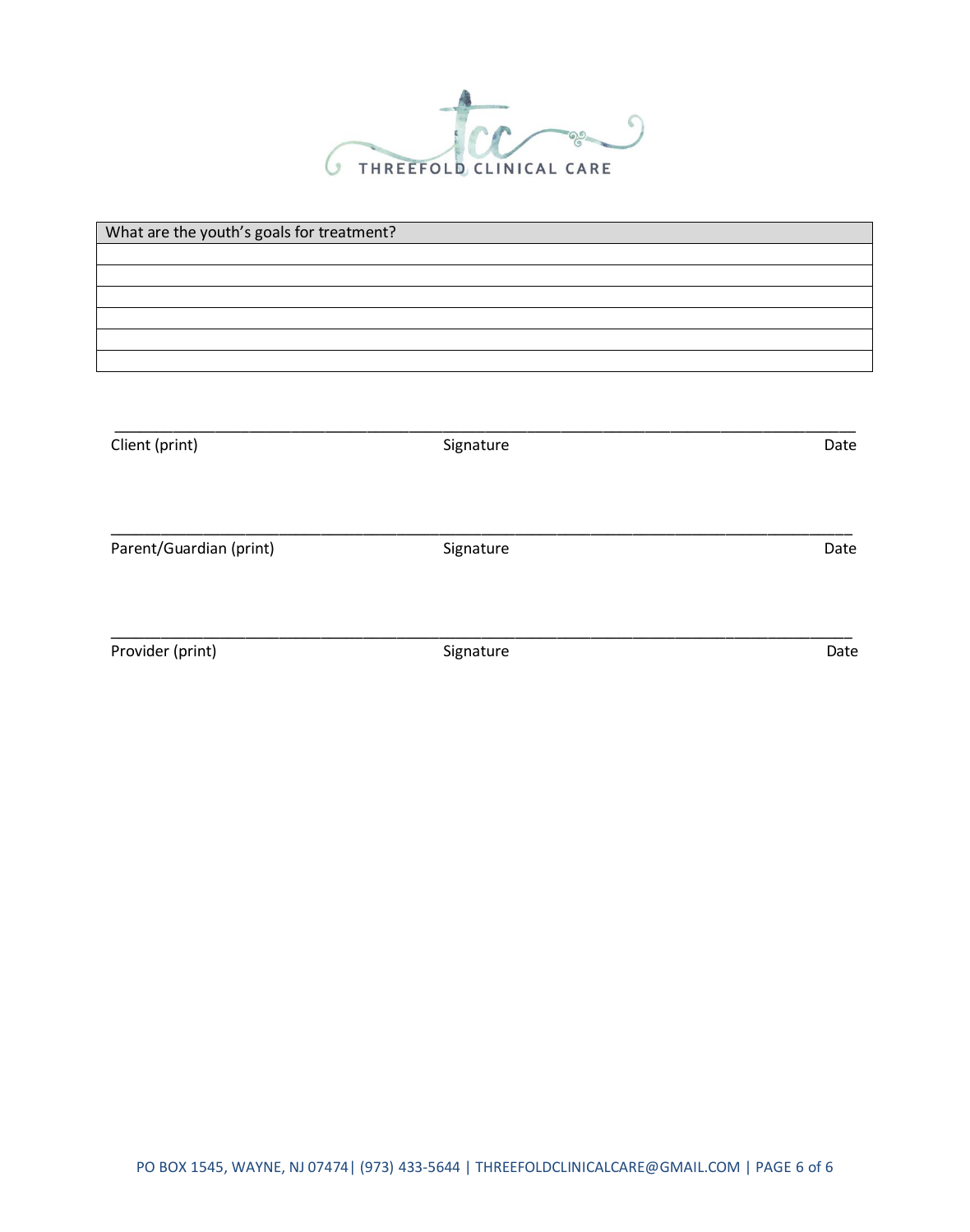| What are the youth's goals for treatment? |
| --- |
| |
| |
| |
| |
| |
| |

\_\_\_\_\_\_\_\_\_\_\_\_\_\_\_\_\_\_\_\_\_\_\_\_\_\_\_\_\_\_\_\_\_\_\_\_\_\_\_\_\_\_\_\_\_\_\_\_\_\_\_\_\_\_\_\_\_\_\_\_\_\_\_\_\_\_\_\_\_\_\_\_\_\_\_\_

Client (print) Signature Date

\_\_\_\_\_\_\_\_\_\_\_\_\_\_\_\_\_\_\_\_\_\_\_\_\_\_\_\_\_\_\_\_\_\_\_\_\_\_\_\_\_\_\_\_\_\_\_\_\_\_\_\_\_\_\_\_\_\_\_\_\_\_\_\_\_\_\_\_\_\_\_\_\_\_\_\_

Parent/Guardian (print) Signature Date

\_\_\_\_\_\_\_\_\_\_\_\_\_\_\_\_\_\_\_\_\_\_\_\_\_\_\_\_\_\_\_\_\_\_\_\_\_\_\_\_\_\_\_\_\_\_\_\_\_\_\_\_\_\_\_\_\_\_\_\_\_\_\_\_\_\_\_\_\_\_\_\_\_\_\_\_

Provider (print) Signature Date